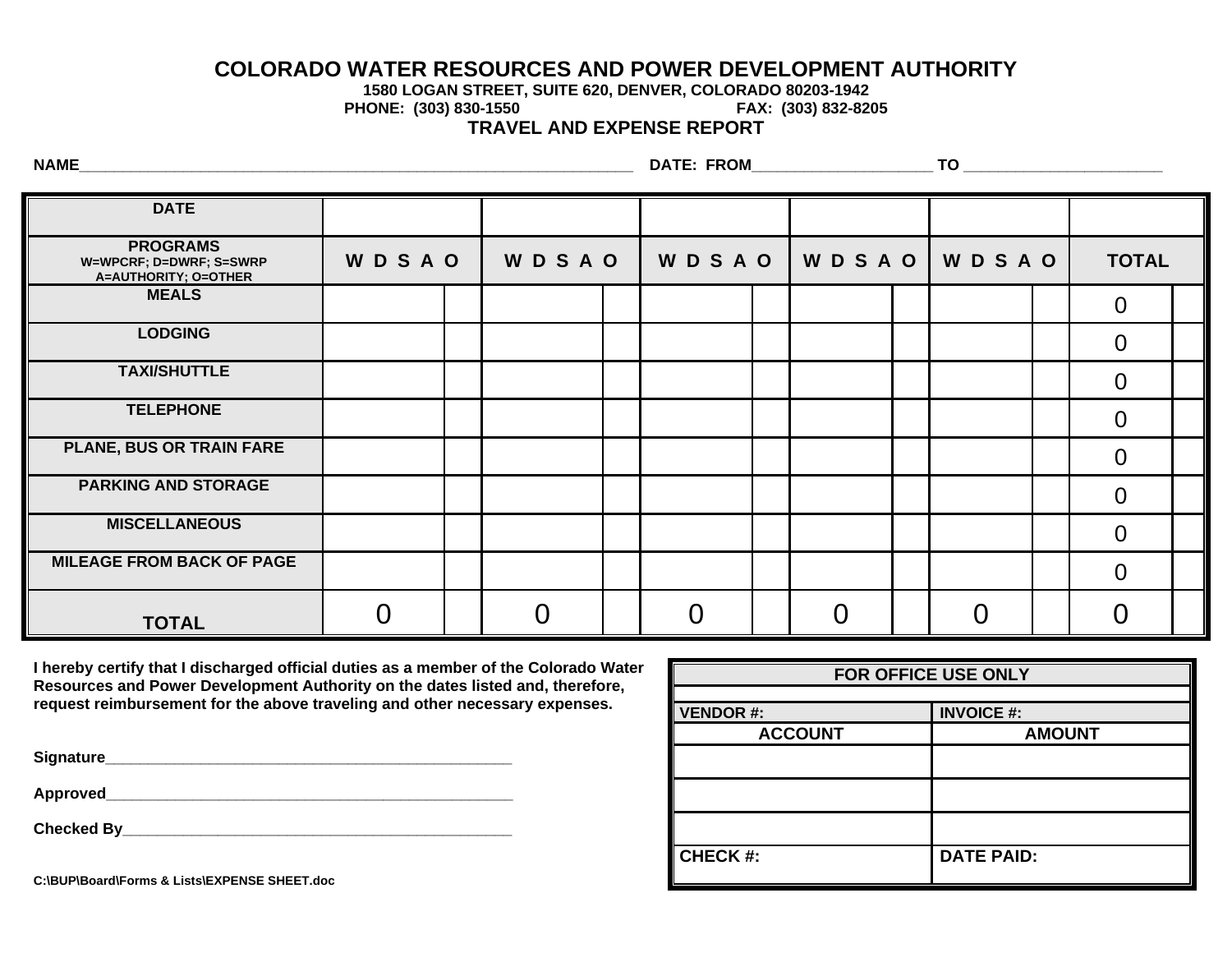# COLORADO WATER RESOURCES AND POWER DEVELOPMENT AUTHORITY

**1580 LOGAN STREET, SUITE 620, DENVER, COLORADO 80203-1942**

**PHONE: (303) 830-1550 FAX: (303) 832-8205**

## TRAVEL AND EXPENSE REPORT

**NAME**\_\_\_\_\_\_\_\_\_\_\_\_\_\_\_\_\_\_\_\_\_\_\_\_\_\_\_\_\_\_\_\_\_\_\_\_\_\_\_\_ **DATE: FROM**\_\_\_\_\_\_\_\_\_\_\_\_\_\_\_\_\_\_\_\_ **TO** \_\_\_\_\_\_\_\_\_\_\_\_\_\_\_\_\_\_\_\_

| DATE | | | | | | | | | | | | |
|---|---|---|---|---|---|---|---|---|---|---|---|---|
| **PROGRAMS**<br>W=WPCRF; D=DWRF; S=SWRP<br>A=AUTHORITY; O=OTHER | W D S A O | | W D S A O | | W D S A O | | W D S A O | | W D S A O | | TOTAL | |
| MEALS | | | | | | | | | | | 0 | |
| LODGING | | | | | | | | | | | 0 | |
| TAXI/SHUTTLE | | | | | | | | | | | 0 | |
| TELEPHONE | | | | | | | | | | | 0 | |
| PLANE, BUS OR TRAIN FARE | | | | | | | | | | | 0 | |
| PARKING AND STORAGE | | | | | | | | | | | 0 | |
| MISCELLANEOUS | | | | | | | | | | | 0 | |
| MILEAGE FROM BACK OF PAGE | | | | | | | | | | | 0 | |
| **TOTAL** | 0 | | 0 | | 0 | | 0 | | 0 | | 0 | |

**I hereby certify that I discharged official duties as a member of the Colorado Water Resources and Power Development Authority on the dates listed and, therefore, request reimbursement for the above traveling and other necessary expenses.**

**Signature**\_\_\_\_\_\_\_\_\_\_\_\_\_\_\_\_\_\_\_\_\_\_\_\_\_\_\_\_\_\_\_\_\_\_\_\_\_\_\_\_

**Approved**\_\_\_\_\_\_\_\_\_\_\_\_\_\_\_\_\_\_\_\_\_\_\_\_\_\_\_\_\_\_\_\_\_\_\_\_\_\_\_\_

**Checked By**\_\_\_\_\_\_\_\_\_\_\_\_\_\_\_\_\_\_\_\_\_\_\_\_\_\_\_\_\_\_\_\_\_\_\_\_\_\_\_\_

| FOR OFFICE USE ONLY | |
|---|---|
| | |
| VENDOR #: | INVOICE #: |
| ACCOUNT | AMOUNT |
| | |
| | |
| | |
| CHECK #: | DATE PAID: |

C:\BUP\Board\Forms & Lists\EXPENSE SHEET.doc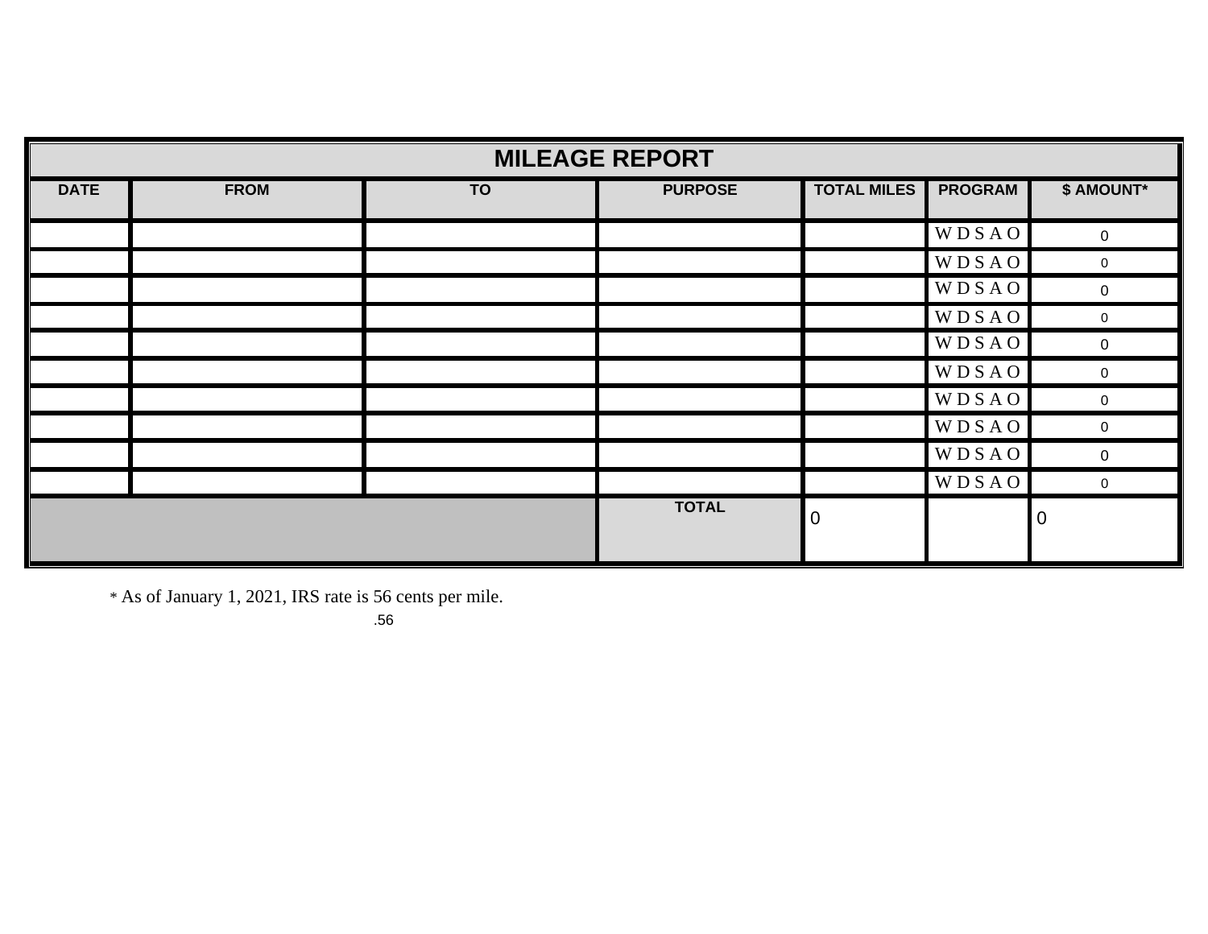| MILEAGE REPORT | | | | | | |
| --- | --- | --- | --- | --- | --- | --- |
| DATE | FROM | TO | PURPOSE | TOTAL MILES | PROGRAM | $ AMOUNT* |
| | | | | | W D S A O | 0 |
| | | | | | W D S A O | 0 |
| | | | | | W D S A O | 0 |
| | | | | | W D S A O | 0 |
| | | | | | W D S A O | 0 |
| | | | | | W D S A O | 0 |
| | | | | | W D S A O | 0 |
| | | | | | W D S A O | 0 |
| | | | | | W D S A O | 0 |
| | | | | | W D S A O | 0 |
| | | | TOTAL | 0 | | 0 |

* As of January 1, 2021, IRS rate is 56 cents per mile.

.56